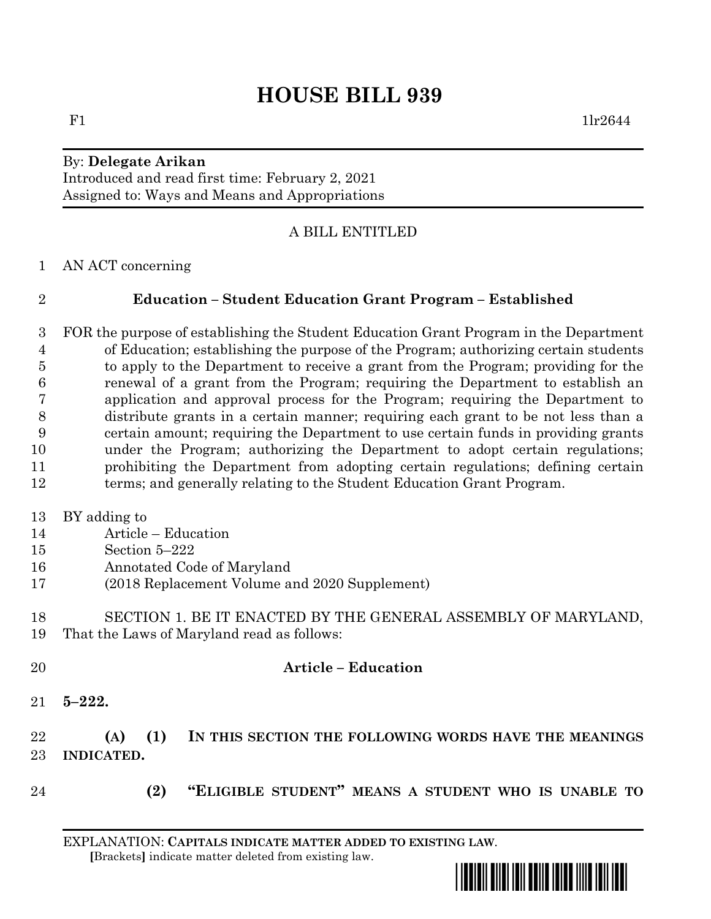# HOUSE BILL 939

F1 1lr2644

By: **Delegate Arikan**
Introduced and read first time: February 2, 2021
Assigned to: Ways and Means and Appropriations

A BILL ENTITLED

AN ACT concerning

**Education – Student Education Grant Program – Established**

FOR the purpose of establishing the Student Education Grant Program in the Department of Education; establishing the purpose of the Program; authorizing certain students to apply to the Department to receive a grant from the Program; providing for the renewal of a grant from the Program; requiring the Department to establish an application and approval process for the Program; requiring the Department to distribute grants in a certain manner; requiring each grant to be not less than a certain amount; requiring the Department to use certain funds in providing grants under the Program; authorizing the Department to adopt certain regulations; prohibiting the Department from adopting certain regulations; defining certain terms; and generally relating to the Student Education Grant Program.

BY adding to
Article – Education
Section 5–222
Annotated Code of Maryland
(2018 Replacement Volume and 2020 Supplement)

SECTION 1. BE IT ENACTED BY THE GENERAL ASSEMBLY OF MARYLAND, That the Laws of Maryland read as follows:

**Article – Education**

**5–222.**

**(A) (1) IN THIS SECTION THE FOLLOWING WORDS HAVE THE MEANINGS INDICATED.**

**(2) "ELIGIBLE STUDENT" MEANS A STUDENT WHO IS UNABLE TO**

EXPLANATION: **CAPITALS INDICATE MATTER ADDED TO EXISTING LAW.**
**[**Brackets**]** indicate matter deleted from existing law.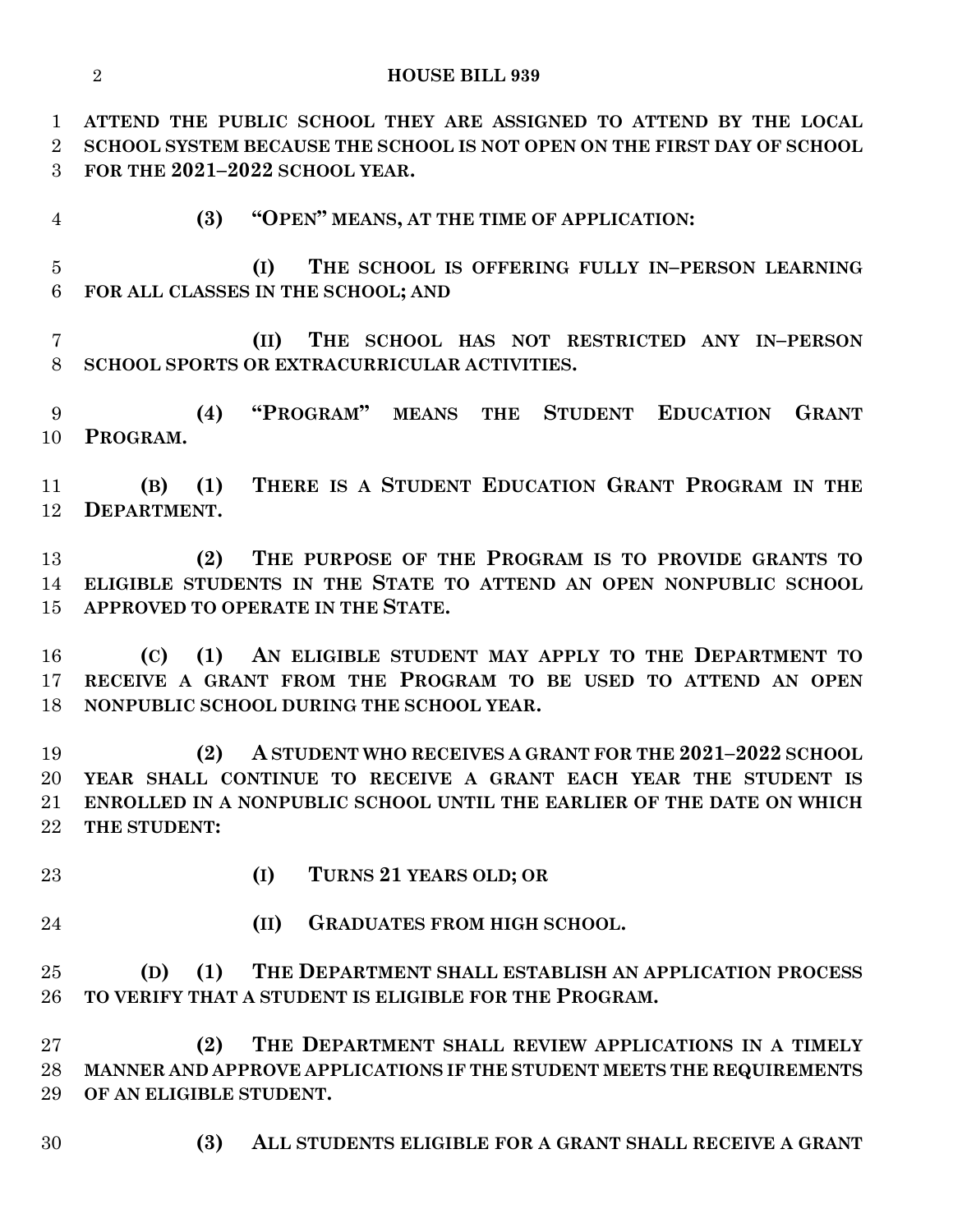**ATTEND THE PUBLIC SCHOOL THEY ARE ASSIGNED TO ATTEND BY THE LOCAL SCHOOL SYSTEM BECAUSE THE SCHOOL IS NOT OPEN ON THE FIRST DAY OF SCHOOL FOR THE 2021–2022 SCHOOL YEAR.**

**(3) "OPEN" MEANS, AT THE TIME OF APPLICATION:**

**(I) THE SCHOOL IS OFFERING FULLY IN–PERSON LEARNING FOR ALL CLASSES IN THE SCHOOL; AND**

**(II) THE SCHOOL HAS NOT RESTRICTED ANY IN–PERSON SCHOOL SPORTS OR EXTRACURRICULAR ACTIVITIES.**

**(4) "PROGRAM" MEANS THE STUDENT EDUCATION GRANT PROGRAM.**

**(B) (1) THERE IS A STUDENT EDUCATION GRANT PROGRAM IN THE DEPARTMENT.**

**(2) THE PURPOSE OF THE PROGRAM IS TO PROVIDE GRANTS TO ELIGIBLE STUDENTS IN THE STATE TO ATTEND AN OPEN NONPUBLIC SCHOOL APPROVED TO OPERATE IN THE STATE.**

**(C) (1) AN ELIGIBLE STUDENT MAY APPLY TO THE DEPARTMENT TO RECEIVE A GRANT FROM THE PROGRAM TO BE USED TO ATTEND AN OPEN NONPUBLIC SCHOOL DURING THE SCHOOL YEAR.**

**(2) A STUDENT WHO RECEIVES A GRANT FOR THE 2021–2022 SCHOOL YEAR SHALL CONTINUE TO RECEIVE A GRANT EACH YEAR THE STUDENT IS ENROLLED IN A NONPUBLIC SCHOOL UNTIL THE EARLIER OF THE DATE ON WHICH THE STUDENT:**

**(I) TURNS 21 YEARS OLD; OR**

**(II) GRADUATES FROM HIGH SCHOOL.**

**(D) (1) THE DEPARTMENT SHALL ESTABLISH AN APPLICATION PROCESS TO VERIFY THAT A STUDENT IS ELIGIBLE FOR THE PROGRAM.**

**(2) THE DEPARTMENT SHALL REVIEW APPLICATIONS IN A TIMELY MANNER AND APPROVE APPLICATIONS IF THE STUDENT MEETS THE REQUIREMENTS OF AN ELIGIBLE STUDENT.**

**(3) ALL STUDENTS ELIGIBLE FOR A GRANT SHALL RECEIVE A GRANT**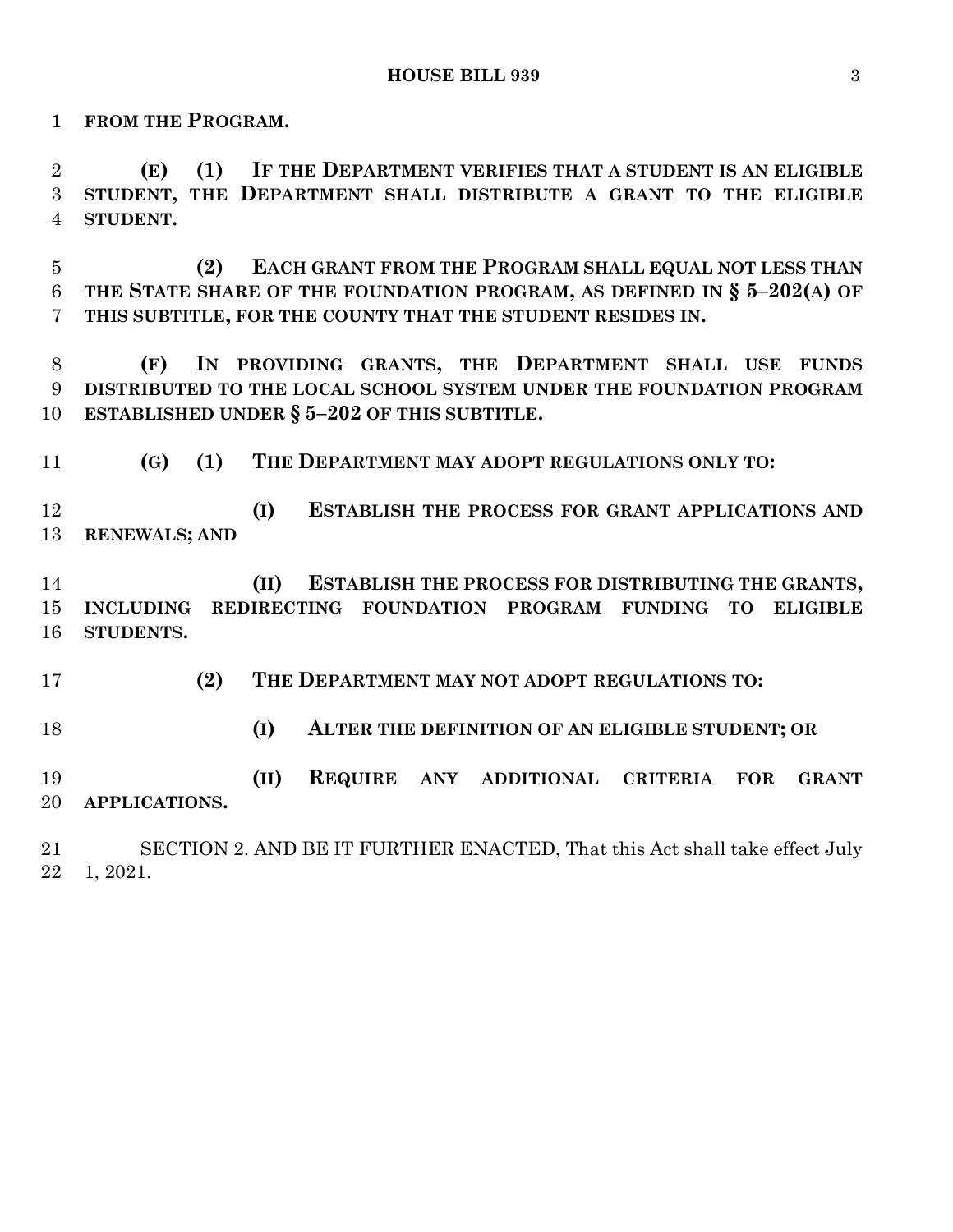**FROM THE PROGRAM.**

**(E) (1) IF THE DEPARTMENT VERIFIES THAT A STUDENT IS AN ELIGIBLE STUDENT, THE DEPARTMENT SHALL DISTRIBUTE A GRANT TO THE ELIGIBLE STUDENT.**

**(2) EACH GRANT FROM THE PROGRAM SHALL EQUAL NOT LESS THAN THE STATE SHARE OF THE FOUNDATION PROGRAM, AS DEFINED IN § 5–202(A) OF THIS SUBTITLE, FOR THE COUNTY THAT THE STUDENT RESIDES IN.**

**(F) IN PROVIDING GRANTS, THE DEPARTMENT SHALL USE FUNDS DISTRIBUTED TO THE LOCAL SCHOOL SYSTEM UNDER THE FOUNDATION PROGRAM ESTABLISHED UNDER § 5–202 OF THIS SUBTITLE.**

**(G) (1) THE DEPARTMENT MAY ADOPT REGULATIONS ONLY TO:**

**(I) ESTABLISH THE PROCESS FOR GRANT APPLICATIONS AND RENEWALS; AND**

**(II) ESTABLISH THE PROCESS FOR DISTRIBUTING THE GRANTS, INCLUDING REDIRECTING FOUNDATION PROGRAM FUNDING TO ELIGIBLE STUDENTS.**

**(2) THE DEPARTMENT MAY NOT ADOPT REGULATIONS TO:**

**(I) ALTER THE DEFINITION OF AN ELIGIBLE STUDENT; OR**

**(II) REQUIRE ANY ADDITIONAL CRITERIA FOR GRANT APPLICATIONS.**

SECTION 2. AND BE IT FURTHER ENACTED, That this Act shall take effect July 1, 2021.